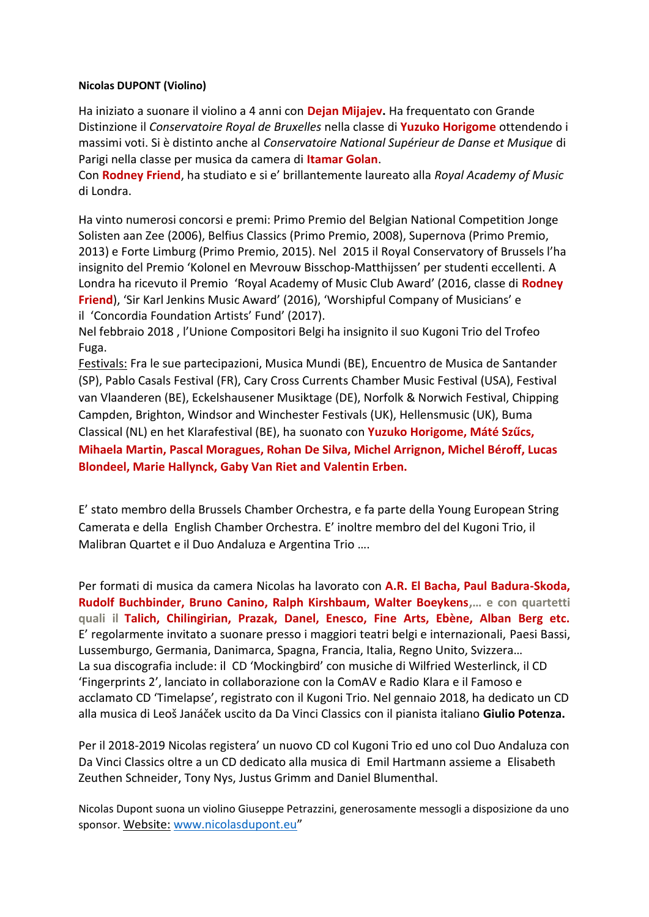**Nicolas DUPONT (Violino)**

Ha iniziato a suonare il violino a 4 anni con **Dejan Mijajev.** Ha frequentato con Grande Distinzione il *Conservatoire Royal de Bruxelles* nella classe di **Yuzuko Horigome** ottendendo i massimi voti. Si è distinto anche al *Conservatoire National Supérieur de Danse et Musique* di Parigi nella classe per musica da camera di **Itamar Golan**.
Con **Rodney Friend**, ha studiato e si e' brillantemente laureato alla *Royal Academy of Music* di Londra.

Ha vinto numerosi concorsi e premi: Primo Premio del Belgian National Competition Jonge Solisten aan Zee (2006), Belfius Classics (Primo Premio, 2008), Supernova (Primo Premio, 2013) e Forte Limburg (Primo Premio, 2015). Nel 2015 il Royal Conservatory of Brussels l'ha insignito del Premio 'Kolonel en Mevrouw Bisschop-Matthijssen' per studenti eccellenti. A Londra ha ricevuto il Premio 'Royal Academy of Music Club Award' (2016, classe di **Rodney Friend**), 'Sir Karl Jenkins Music Award' (2016), 'Worshipful Company of Musicians' e il 'Concordia Foundation Artists' Fund' (2017).
Nel febbraio 2018 , l'Unione Compositori Belgi ha insignito il suo Kugoni Trio del Trofeo Fuga.
Festivals: Fra le sue partecipazioni, Musica Mundi (BE), Encuentro de Musica de Santander (SP), Pablo Casals Festival (FR), Cary Cross Currents Chamber Music Festival (USA), Festival van Vlaanderen (BE), Eckelshausener Musiktage (DE), Norfolk & Norwich Festival, Chipping Campden, Brighton, Windsor and Winchester Festivals (UK), Hellensmusic (UK), Buma Classical (NL) en het Klarafestival (BE), ha suonato con **Yuzuko Horigome, Máté Szűcs, Mihaela Martin, Pascal Moragues, Rohan De Silva, Michel Arrignon, Michel Béroff, Lucas Blondeel, Marie Hallynck, Gaby Van Riet and Valentin Erben.**

E' stato membro della Brussels Chamber Orchestra, e fa parte della Young European String Camerata e della English Chamber Orchestra. E' inoltre membro del del Kugoni Trio, il Malibran Quartet e il Duo Andaluza e Argentina Trio ….

Per formati di musica da camera Nicolas ha lavorato con **A.R. El Bacha, Paul Badura-Skoda, Rudolf Buchbinder, Bruno Canino, Ralph Kirshbaum, Walter Boeykens,… e con quartetti quali il Talich, Chilingirian, Prazak, Danel, Enesco, Fine Arts, Ebène, Alban Berg etc.** E' regolarmente invitato a suonare presso i maggiori teatri belgi e internazionali, Paesi Bassi, Lussemburgo, Germania, Danimarca, Spagna, Francia, Italia, Regno Unito, Svizzera…
La sua discografia include: il CD 'Mockingbird' con musiche di Wilfried Westerlinck, il CD 'Fingerprints 2', lanciato in collaborazione con la ComAV e Radio Klara e il Famoso e acclamato CD 'Timelapse', registrato con il Kugoni Trio. Nel gennaio 2018, ha dedicato un CD alla musica di Leoš Janáček uscito da Da Vinci Classics con il pianista italiano **Giulio Potenza.**

Per il 2018-2019 Nicolas registera' un nuovo CD col Kugoni Trio ed uno col Duo Andaluza con Da Vinci Classics oltre a un CD dedicato alla musica di Emil Hartmann assieme a Elisabeth Zeuthen Schneider, Tony Nys, Justus Grimm and Daniel Blumenthal.

Nicolas Dupont suona un violino Giuseppe Petrazzini, generosamente messogli a disposizione da uno sponsor. Website: www.nicolasdupont.eu"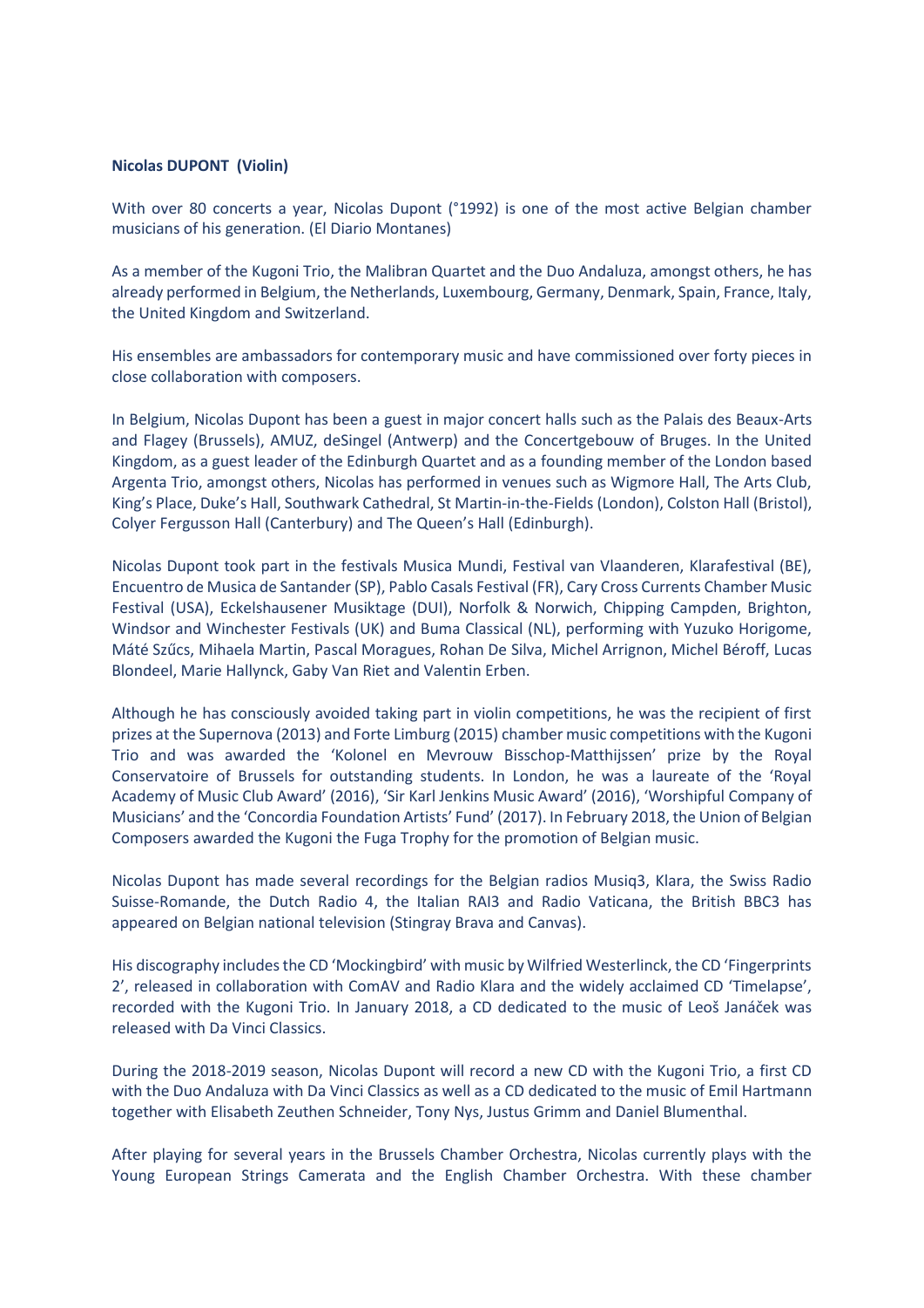**Nicolas DUPONT (Violin)**

With over 80 concerts a year, Nicolas Dupont (°1992) is one of the most active Belgian chamber musicians of his generation. (El Diario Montanes)

As a member of the Kugoni Trio, the Malibran Quartet and the Duo Andaluza, amongst others, he has already performed in Belgium, the Netherlands, Luxembourg, Germany, Denmark, Spain, France, Italy, the United Kingdom and Switzerland.

His ensembles are ambassadors for contemporary music and have commissioned over forty pieces in close collaboration with composers.

In Belgium, Nicolas Dupont has been a guest in major concert halls such as the Palais des Beaux-Arts and Flagey (Brussels), AMUZ, deSingel (Antwerp) and the Concertgebouw of Bruges. In the United Kingdom, as a guest leader of the Edinburgh Quartet and as a founding member of the London based Argenta Trio, amongst others, Nicolas has performed in venues such as Wigmore Hall, The Arts Club, King's Place, Duke's Hall, Southwark Cathedral, St Martin-in-the-Fields (London), Colston Hall (Bristol), Colyer Fergusson Hall (Canterbury) and The Queen's Hall (Edinburgh).

Nicolas Dupont took part in the festivals Musica Mundi, Festival van Vlaanderen, Klarafestival (BE), Encuentro de Musica de Santander (SP), Pablo Casals Festival (FR), Cary Cross Currents Chamber Music Festival (USA), Eckelshausener Musiktage (DUI), Norfolk & Norwich, Chipping Campden, Brighton, Windsor and Winchester Festivals (UK) and Buma Classical (NL), performing with Yuzuko Horigome, Máté Szűcs, Mihaela Martin, Pascal Moragues, Rohan De Silva, Michel Arrignon, Michel Béroff, Lucas Blondeel, Marie Hallynck, Gaby Van Riet and Valentin Erben.

Although he has consciously avoided taking part in violin competitions, he was the recipient of first prizes at the Supernova (2013) and Forte Limburg (2015) chamber music competitions with the Kugoni Trio and was awarded the 'Kolonel en Mevrouw Bisschop-Matthijssen' prize by the Royal Conservatoire of Brussels for outstanding students. In London, he was a laureate of the 'Royal Academy of Music Club Award' (2016), 'Sir Karl Jenkins Music Award' (2016), 'Worshipful Company of Musicians' and the 'Concordia Foundation Artists' Fund' (2017). In February 2018, the Union of Belgian Composers awarded the Kugoni the Fuga Trophy for the promotion of Belgian music.

Nicolas Dupont has made several recordings for the Belgian radios Musiq3, Klara, the Swiss Radio Suisse-Romande, the Dutch Radio 4, the Italian RAI3 and Radio Vaticana, the British BBC3 has appeared on Belgian national television (Stingray Brava and Canvas).

His discography includes the CD 'Mockingbird' with music by Wilfried Westerlinck, the CD 'Fingerprints 2', released in collaboration with ComAV and Radio Klara and the widely acclaimed CD 'Timelapse', recorded with the Kugoni Trio. In January 2018, a CD dedicated to the music of Leoš Janáček was released with Da Vinci Classics.

During the 2018-2019 season, Nicolas Dupont will record a new CD with the Kugoni Trio, a first CD with the Duo Andaluza with Da Vinci Classics as well as a CD dedicated to the music of Emil Hartmann together with Elisabeth Zeuthen Schneider, Tony Nys, Justus Grimm and Daniel Blumenthal.

After playing for several years in the Brussels Chamber Orchestra, Nicolas currently plays with the Young European Strings Camerata and the English Chamber Orchestra. With these chamber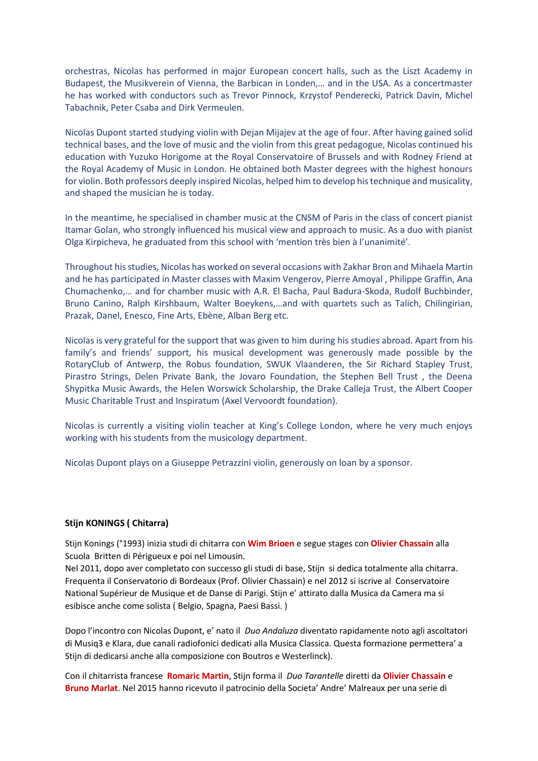orchestras, Nicolas has performed in major European concert halls, such as the Liszt Academy in Budapest, the Musikverein of Vienna, the Barbican in Londen,… and in the USA. As a concertmaster he has worked with conductors such as Trevor Pinnock, Krzystof Penderecki, Patrick Davin, Michel Tabachnik, Peter Csaba and Dirk Vermeulen.

Nicolas Dupont started studying violin with Dejan Mijajev at the age of four. After having gained solid technical bases, and the love of music and the violin from this great pedagogue, Nicolas continued his education with Yuzuko Horigome at the Royal Conservatoire of Brussels and with Rodney Friend at the Royal Academy of Music in London. He obtained both Master degrees with the highest honours for violin. Both professors deeply inspired Nicolas, helped him to develop his technique and musicality, and shaped the musician he is today.

In the meantime, he specialised in chamber music at the CNSM of Paris in the class of concert pianist Itamar Golan, who strongly influenced his musical view and approach to music. As a duo with pianist Olga Kirpicheva, he graduated from this school with 'mention très bien à l'unanimité'.

Throughout his studies, Nicolas has worked on several occasions with Zakhar Bron and Mihaela Martin and he has participated in Master classes with Maxim Vengerov, Pierre Amoyal , Philippe Graffin, Ana Chumachenko,… and for chamber music with A.R. El Bacha, Paul Badura-Skoda, Rudolf Buchbinder, Bruno Canino, Ralph Kirshbaum, Walter Boeykens,…and with quartets such as Talich, Chilingirian, Prazak, Danel, Enesco, Fine Arts, Ebène, Alban Berg etc.

Nicolas is very grateful for the support that was given to him during his studies abroad. Apart from his family's and friends' support, his musical development was generously made possible by the RotaryClub of Antwerp, the Robus foundation, SWUK Vlaanderen, the Sir Richard Stapley Trust, Pirastro Strings, Delen Private Bank, the Jovaro Foundation, the Stephen Bell Trust , the Deena Shypitka Music Awards, the Helen Worswick Scholarship, the Drake Calleja Trust, the Albert Cooper Music Charitable Trust and Inspiratum (Axel Vervoordt foundation).

Nicolas is currently a visiting violin teacher at King's College London, where he very much enjoys working with his students from the musicology department.

Nicolas Dupont plays on a Giuseppe Petrazzini violin, generously on loan by a sponsor.

**Stijn KONINGS ( Chitarra)**

Stijn Konings (°1993) inizia studi di chitarra con **Wim Brioen** e segue stages con **Olivier Chassain** alla Scuola Britten di Périgueux e poi nel Limousin.
Nel 2011, dopo aver completato con successo gli studi di base, Stijn si dedica totalmente alla chitarra. Frequenta il Conservatorio di Bordeaux (Prof. Olivier Chassain) e nel 2012 si iscrive al Conservatoire National Supérieur de Musique et de Danse di Parigi. Stijn e' attirato dalla Musica da Camera ma si esibisce anche come solista ( Belgio, Spagna, Paesi Bassi. )

Dopo l'incontro con Nicolas Dupont, e' nato il *Duo Andaluza* diventato rapidamente noto agli ascoltatori di Musiq3 e Klara, due canali radiofonici dedicati alla Musica Classica. Questa formazione permettera' a Stijn di dedicarsi anche alla composizione con Boutros e Westerlinck).

Con il chitarrista francese **Romaric Martin**, Stijn forma il *Duo Tarantelle* diretti da **Olivier Chassain** e **Bruno Marlat**. Nel 2015 hanno ricevuto il patrocinio della Societa' Andre' Malreaux per una serie di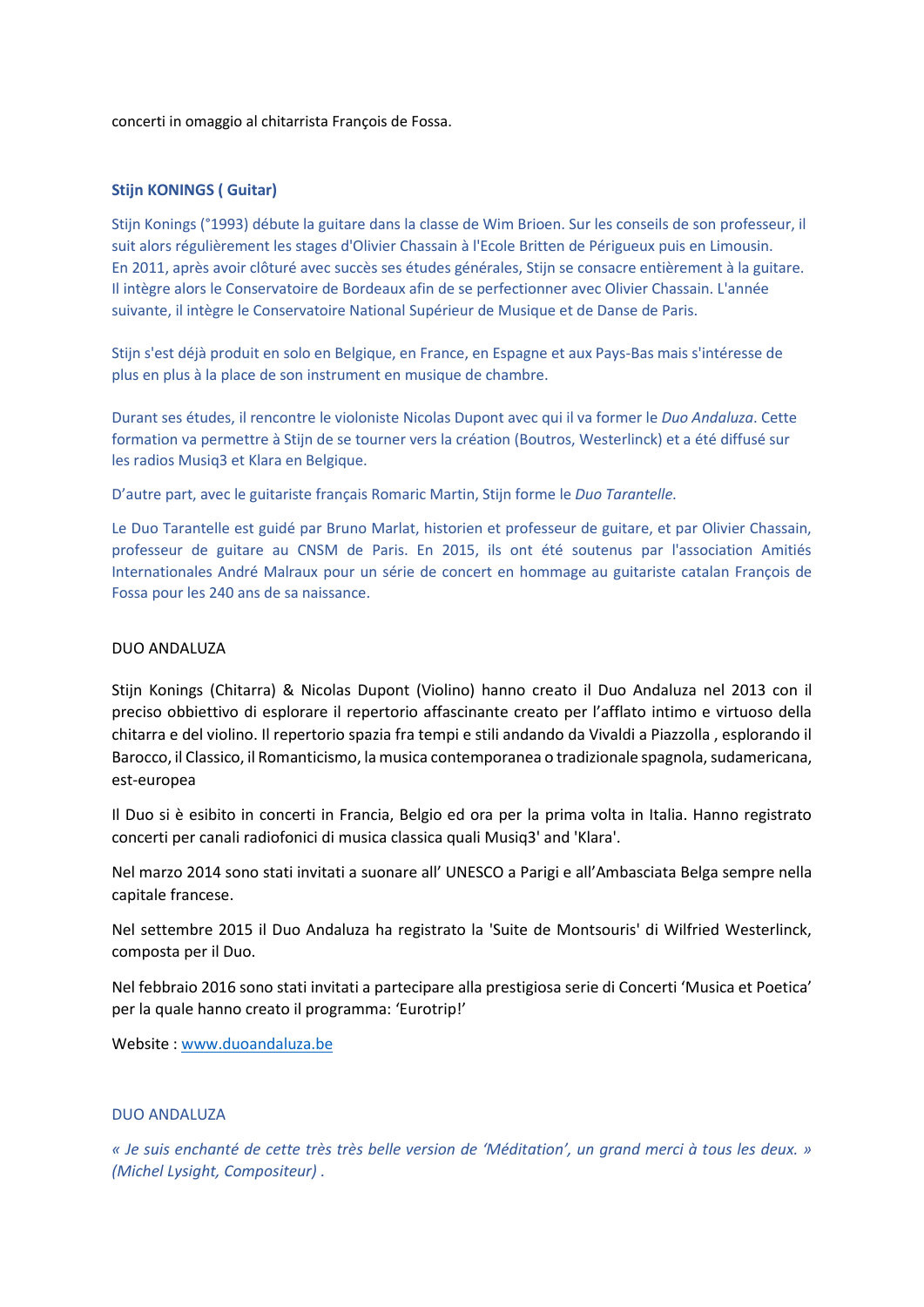concerti in omaggio al chitarrista François de Fossa.

**Stijn KONINGS ( Guitar)**

Stijn Konings (°1993) débute la guitare dans la classe de Wim Brioen. Sur les conseils de son professeur, il suit alors régulièrement les stages d'Olivier Chassain à l'Ecole Britten de Périgueux puis en Limousin.
En 2011, après avoir clôturé avec succès ses études générales, Stijn se consacre entièrement à la guitare. Il intègre alors le Conservatoire de Bordeaux afin de se perfectionner avec Olivier Chassain. L'année suivante, il intègre le Conservatoire National Supérieur de Musique et de Danse de Paris.

Stijn s'est déjà produit en solo en Belgique, en France, en Espagne et aux Pays-Bas mais s'intéresse de plus en plus à la place de son instrument en musique de chambre.

Durant ses études, il rencontre le violoniste Nicolas Dupont avec qui il va former le *Duo Andaluza*. Cette formation va permettre à Stijn de se tourner vers la création (Boutros, Westerlinck) et a été diffusé sur les radios Musiq3 et Klara en Belgique.

D'autre part, avec le guitariste français Romaric Martin, Stijn forme le *Duo Tarantelle.*

Le Duo Tarantelle est guidé par Bruno Marlat, historien et professeur de guitare, et par Olivier Chassain, professeur de guitare au CNSM de Paris. En 2015, ils ont été soutenus par l'association Amitiés Internationales André Malraux pour un série de concert en hommage au guitariste catalan François de Fossa pour les 240 ans de sa naissance.

DUO ANDALUZA

Stijn Konings (Chitarra) & Nicolas Dupont (Violino) hanno creato il Duo Andaluza nel 2013 con il preciso obbiettivo di esplorare il repertorio affascinante creato per l'afflato intimo e virtuoso della chitarra e del violino. Il repertorio spazia fra tempi e stili andando da Vivaldi a Piazzolla , esplorando il Barocco, il Classico, il Romanticismo, la musica contemporanea o tradizionale spagnola, sudamericana, est-europea

Il Duo si è esibito in concerti in Francia, Belgio ed ora per la prima volta in Italia. Hanno registrato concerti per canali radiofonici di musica classica quali Musiq3' and 'Klara'.

Nel marzo 2014 sono stati invitati a suonare all' UNESCO a Parigi e all'Ambasciata Belga sempre nella capitale francese.

Nel settembre 2015 il Duo Andaluza ha registrato la 'Suite de Montsouris' di Wilfried Westerlinck, composta per il Duo.

Nel febbraio 2016 sono stati invitati a partecipare alla prestigiosa serie di Concerti 'Musica et Poetica' per la quale hanno creato il programma: 'Eurotrip!'

Website : www.duoandaluza.be

DUO ANDALUZA

*« Je suis enchanté de cette très très belle version de 'Méditation', un grand merci à tous les deux. » (Michel Lysight, Compositeur) .*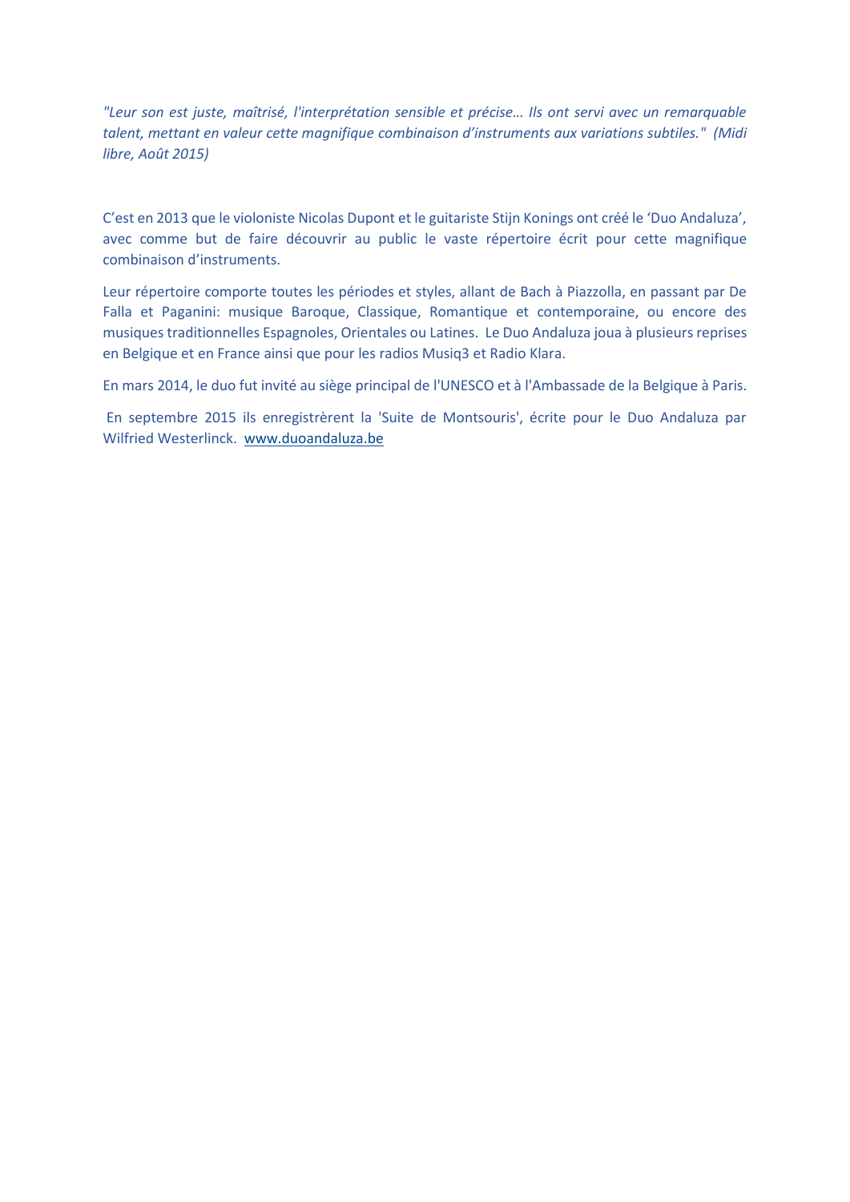*"Leur son est juste, maîtrisé, l'interprétation sensible et précise… Ils ont servi avec un remarquable talent, mettant en valeur cette magnifique combinaison d'instruments aux variations subtiles." (Midi libre, Août 2015)*

C'est en 2013 que le violoniste Nicolas Dupont et le guitariste Stijn Konings ont créé le 'Duo Andaluza', avec comme but de faire découvrir au public le vaste répertoire écrit pour cette magnifique combinaison d'instruments.

Leur répertoire comporte toutes les périodes et styles, allant de Bach à Piazzolla, en passant par De Falla et Paganini: musique Baroque, Classique, Romantique et contemporaine, ou encore des musiques traditionnelles Espagnoles, Orientales ou Latines. Le Duo Andaluza joua à plusieurs reprises en Belgique et en France ainsi que pour les radios Musiq3 et Radio Klara.

En mars 2014, le duo fut invité au siège principal de l'UNESCO et à l'Ambassade de la Belgique à Paris.

En septembre 2015 ils enregistrèrent la 'Suite de Montsouris', écrite pour le Duo Andaluza par Wilfried Westerlinck. [www.duoandaluza.be](http://www.duoandaluza.be)